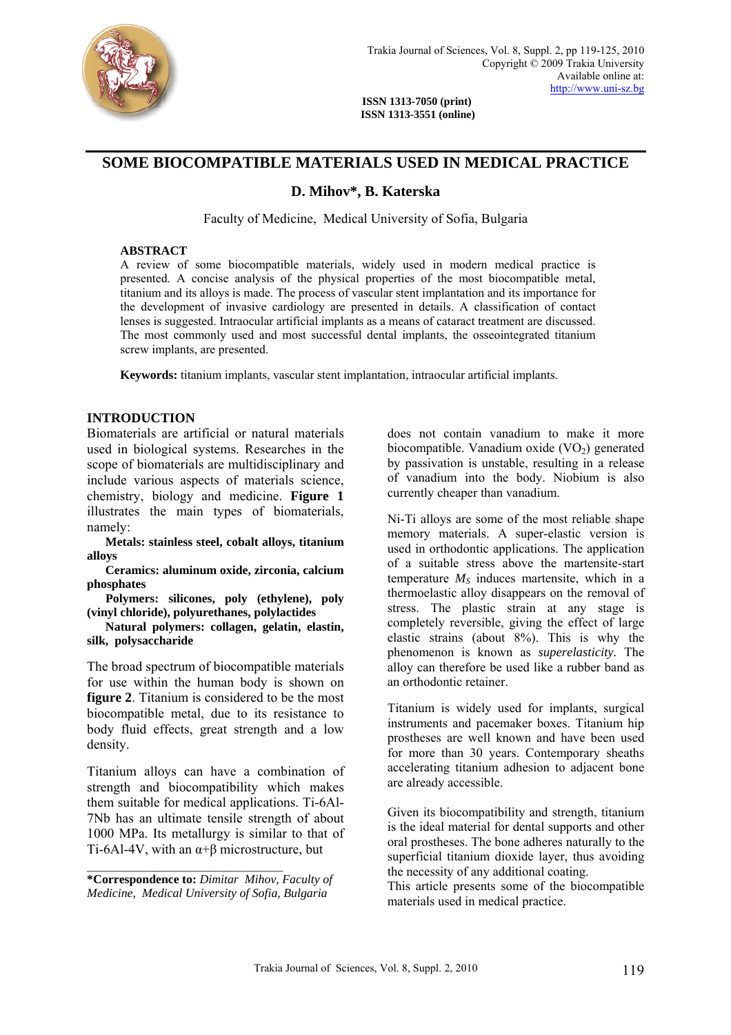ISSN 1313-7050 (print)
ISSN 1313-3551 (online)

# SOME BIOCOMPATIBLE MATERIALS USED IN MEDICAL PRACTICE

**D. Mihov\*, B. Katerska**

Faculty of Medicine, Medical University of Sofia, Bulgaria

## ABSTRACT

A review of some biocompatible materials, widely used in modern medical practice is presented. A concise analysis of the physical properties of the most biocompatible metal, titanium and its alloys is made. The process of vascular stent implantation and its importance for the development of invasive cardiology are presented in details. A classification of contact lenses is suggested. Intraocular artificial implants as a means of cataract treatment are discussed. The most commonly used and most successful dental implants, the osseointegrated titanium screw implants, are presented.

**Keywords:** titanium implants, vascular stent implantation, intraocular artificial implants.

## INTRODUCTION

Biomaterials are artificial or natural materials used in biological systems. Researches in the scope of biomaterials are multidisciplinary and include various aspects of materials science, chemistry, biology and medicine. **Figure 1** illustrates the main types of biomaterials, namely:

**Metals: stainless steel, cobalt alloys, titanium alloys**

**Ceramics: aluminum oxide, zirconia, calcium phosphates**

**Polymers: silicones, poly (ethylene), poly (vinyl chloride), polyurethanes, polylactides**

**Natural polymers: collagen, gelatin, elastin, silk, polysaccharide**

The broad spectrum of biocompatible materials for use within the human body is shown on **figure 2**. Titanium is considered to be the most biocompatible metal, due to its resistance to body fluid effects, great strength and a low density.

Titanium alloys can have a combination of strength and biocompatibility which makes them suitable for medical applications. Ti-6Al-7Nb has an ultimate tensile strength of about 1000 MPa. Its metallurgy is similar to that of Ti-6Al-4V, with an $\alpha+\beta$ microstructure, but does not contain vanadium to make it more biocompatible. Vanadium oxide ($VO_2$) generated by passivation is unstable, resulting in a release of vanadium into the body. Niobium is also currently cheaper than vanadium.

Ni-Ti alloys are some of the most reliable shape memory materials. A super-elastic version is used in orthodontic applications. The application of a suitable stress above the martensite-start temperature $M_S$ induces martensite, which in a thermoelastic alloy disappears on the removal of stress. The plastic strain at any stage is completely reversible, giving the effect of large elastic strains (about 8%). This is why the phenomenon is known as *superelasticity*. The alloy can therefore be used like a rubber band as an orthodontic retainer.

Titanium is widely used for implants, surgical instruments and pacemaker boxes. Titanium hip prostheses are well known and have been used for more than 30 years. Contemporary sheaths accelerating titanium adhesion to adjacent bone are already accessible.

Given its biocompatibility and strength, titanium is the ideal material for dental supports and other oral prostheses. The bone adheres naturally to the superficial titanium dioxide layer, thus avoiding the necessity of any additional coating.

This article presents some of the biocompatible materials used in medical practice.

---

**\*Correspondence to:** *Dimitar Mihov, Faculty of Medicine, Medical University of Sofia, Bulgaria*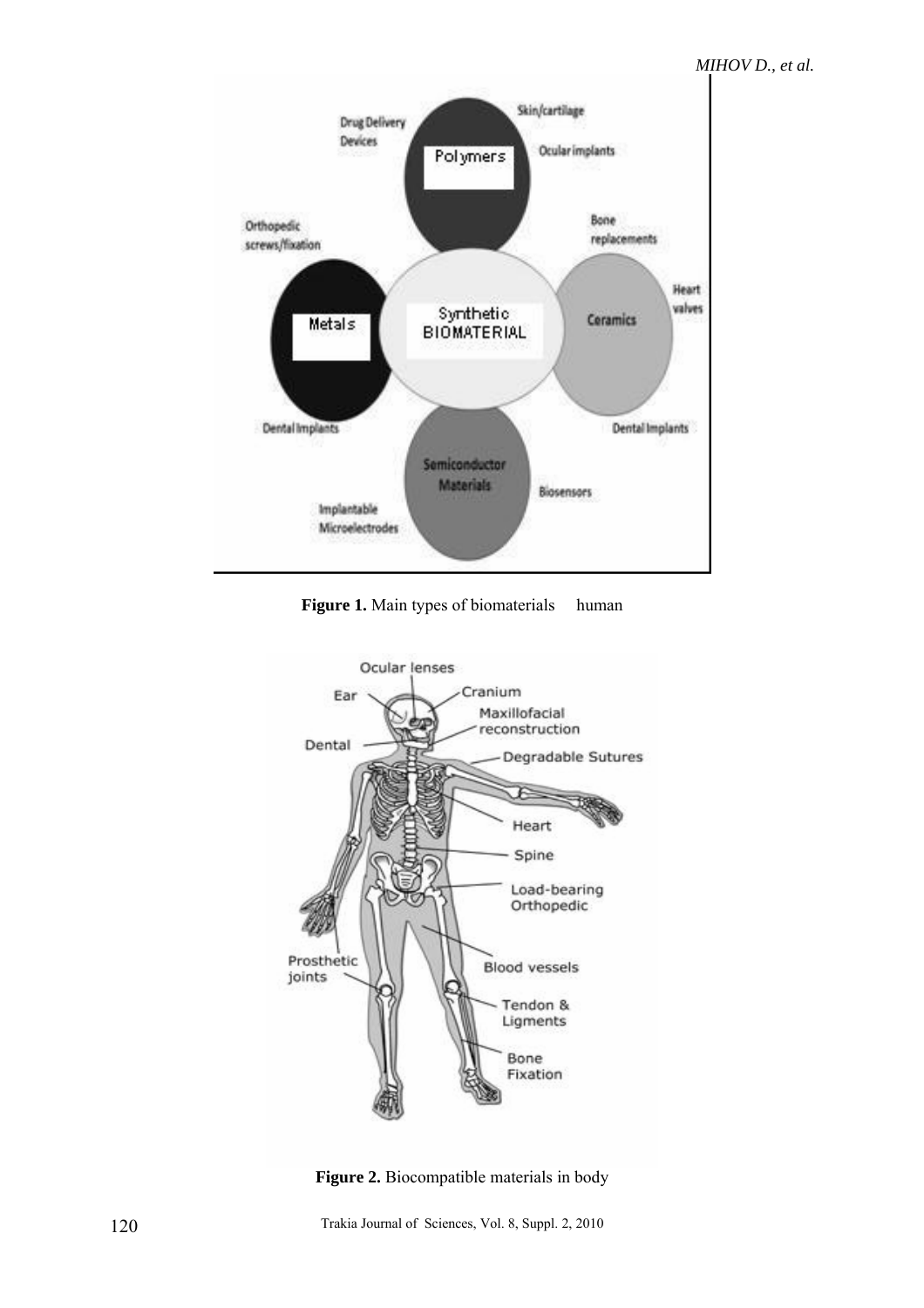**Figure 1.** Main types of biomaterials human

**Figure 2.** Biocompatible materials in body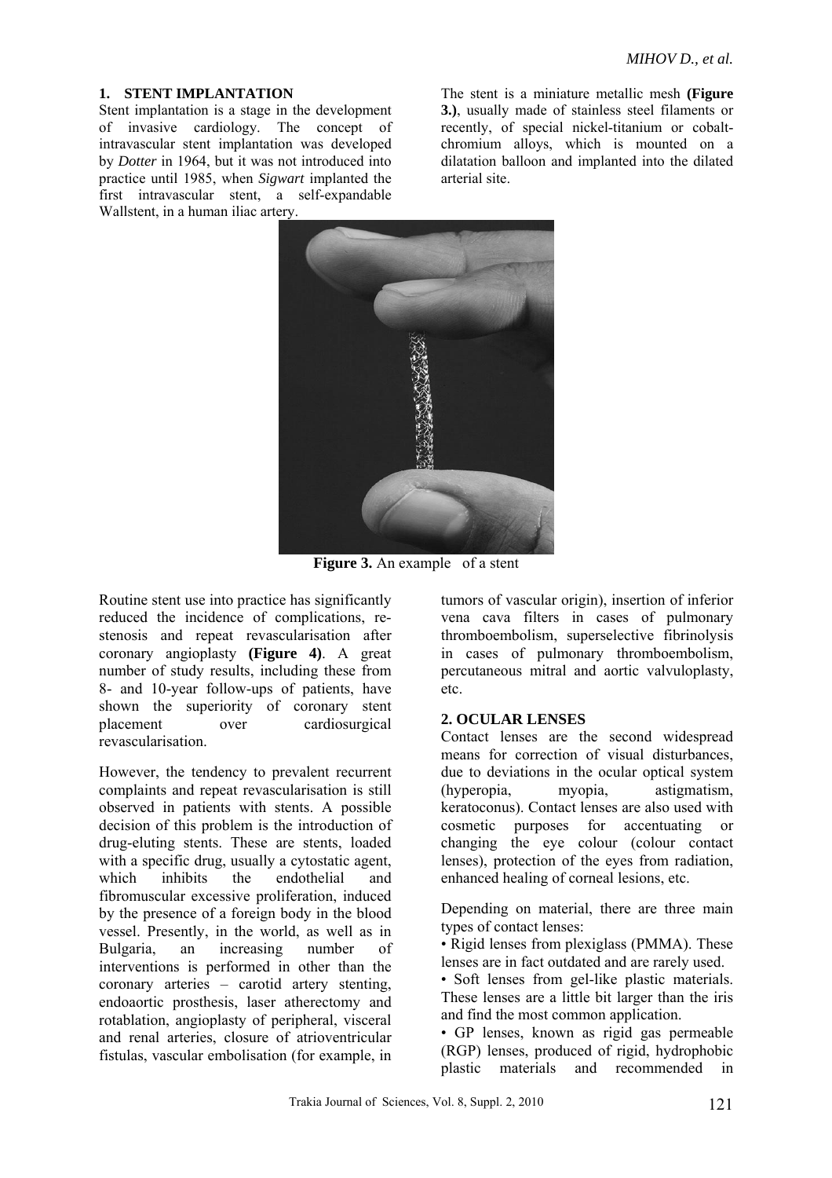## 1. STENT IMPLANTATION

Stent implantation is a stage in the development of invasive cardiology. The concept of intravascular stent implantation was developed by *Dotter* in 1964, but it was not introduced into practice until 1985, when *Sigwart* implanted the first intravascular stent, a self-expandable Wallstent, in a human iliac artery.

The stent is a miniature metallic mesh **(Figure 3.)**, usually made of stainless steel filaments or recently, of special nickel-titanium or cobalt-chromium alloys, which is mounted on a dilatation balloon and implanted into the dilated arterial site.

**Figure 3.** An example of a stent

Routine stent use into practice has significantly reduced the incidence of complications, re-stenosis and repeat revascularisation after coronary angioplasty **(Figure 4)**. A great number of study results, including these from 8- and 10-year follow-ups of patients, have shown the superiority of coronary stent placement over cardiosurgical revascularisation.

However, the tendency to prevalent recurrent complaints and repeat revascularisation is still observed in patients with stents. A possible decision of this problem is the introduction of drug-eluting stents. These are stents, loaded with a specific drug, usually a cytostatic agent, which inhibits the endothelial and fibromuscular excessive proliferation, induced by the presence of a foreign body in the blood vessel. Presently, in the world, as well as in Bulgaria, an increasing number of interventions is performed in other than the coronary arteries – carotid artery stenting, endoaortic prosthesis, laser atherectomy and rotablation, angioplasty of peripheral, visceral and renal arteries, closure of atrioventricular fistulas, vascular embolisation (for example, in tumors of vascular origin), insertion of inferior vena cava filters in cases of pulmonary thromboembolism, superselective fibrinolysis in cases of pulmonary thromboembolism, percutaneous mitral and aortic valvuloplasty, etc.

## 2. OCULAR LENSES

Contact lenses are the second widespread means for correction of visual disturbances, due to deviations in the ocular optical system (hyperopia, myopia, astigmatism, keratoconus). Contact lenses are also used with cosmetic purposes for accentuating or changing the eye colour (colour contact lenses), protection of the eyes from radiation, enhanced healing of corneal lesions, etc.

Depending on material, there are three main types of contact lenses:

• Rigid lenses from plexiglass (PMMA). These lenses are in fact outdated and are rarely used.

• Soft lenses from gel-like plastic materials. These lenses are a little bit larger than the iris and find the most common application.

• GP lenses, known as rigid gas permeable (RGP) lenses, produced of rigid, hydrophobic plastic materials and recommended in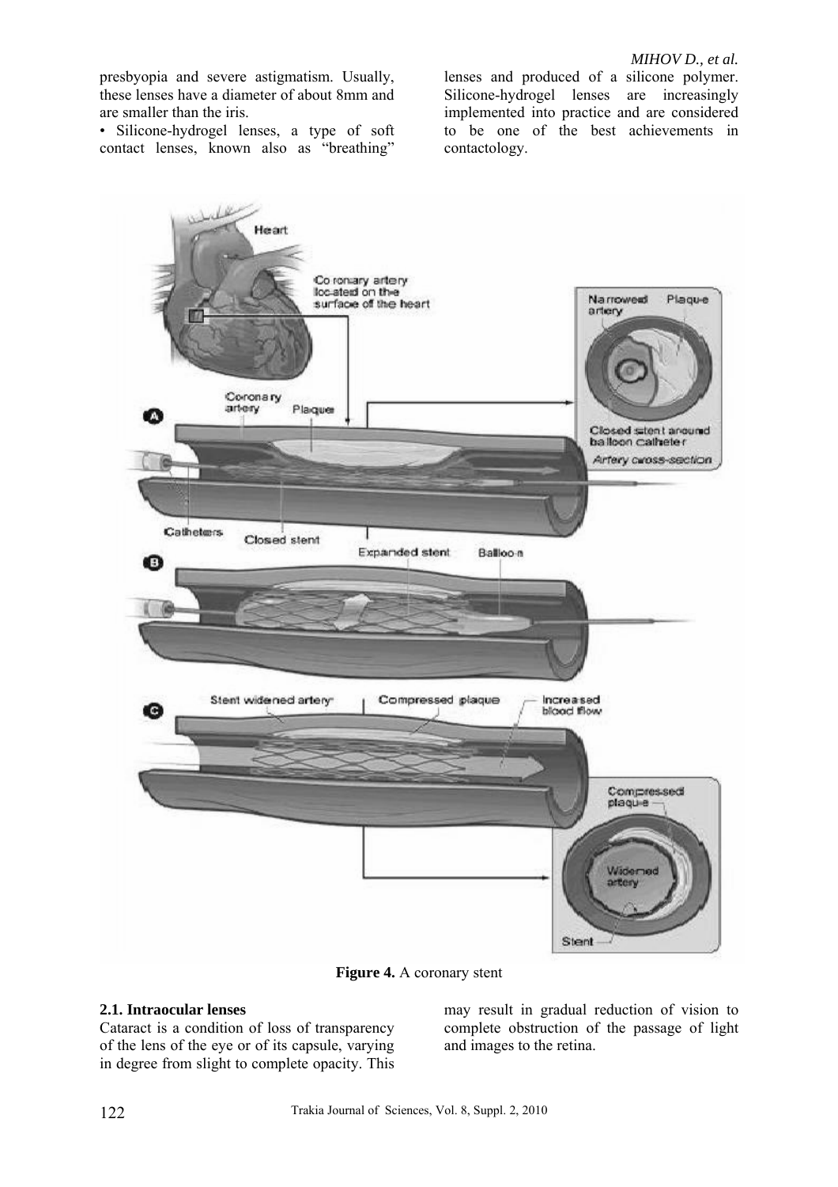presbyopia and severe astigmatism. Usually, these lenses have a diameter of about 8mm and are smaller than the iris.

• Silicone-hydrogel lenses, a type of soft contact lenses, known also as "breathing" lenses and produced of a silicone polymer. Silicone-hydrogel lenses are increasingly implemented into practice and are considered to be one of the best achievements in contactology.

**Figure 4.** A coronary stent

### 2.1. Intraocular lenses

Cataract is a condition of loss of transparency of the lens of the eye or of its capsule, varying in degree from slight to complete opacity. This may result in gradual reduction of vision to complete obstruction of the passage of light and images to the retina.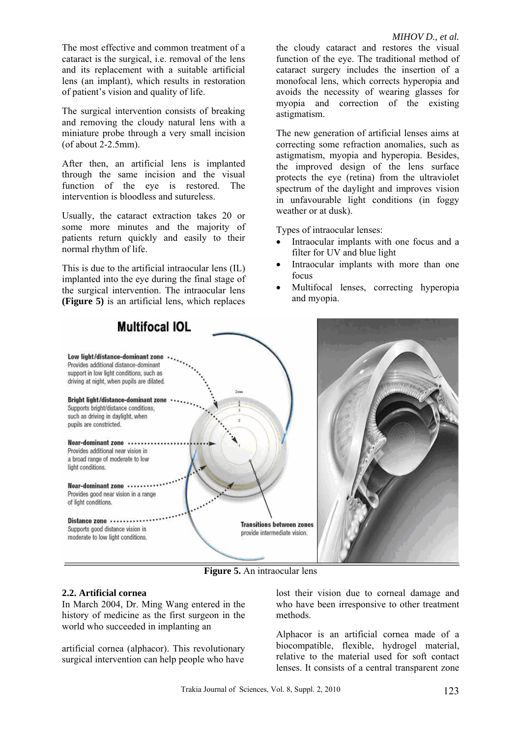The most effective and common treatment of a cataract is the surgical, i.e. removal of the lens and its replacement with a suitable artificial lens (an implant), which results in restoration of patient's vision and quality of life.

The surgical intervention consists of breaking and removing the cloudy natural lens with a miniature probe through a very small incision (of about 2-2.5mm).

After then, an artificial lens is implanted through the same incision and the visual function of the eye is restored. The intervention is bloodless and sutureless.

Usually, the cataract extraction takes 20 or some more minutes and the majority of patients return quickly and easily to their normal rhythm of life.

This is due to the artificial intraocular lens (IL) implanted into the eye during the final stage of the surgical intervention. The intraocular lens **(Figure 5)** is an artificial lens, which replaces the cloudy cataract and restores the visual function of the eye. The traditional method of cataract surgery includes the insertion of a monofocal lens, which corrects hyperopia and avoids the necessity of wearing glasses for myopia and correction of the existing astigmatism.

The new generation of artificial lenses aims at correcting some refraction anomalies, such as astigmatism, myopia and hyperopia. Besides, the improved design of the lens surface protects the eye (retina) from the ultraviolet spectrum of the daylight and improves vision in unfavourable light conditions (in foggy weather or at dusk).

Types of intraocular lenses:

- Intraocular implants with one focus and a filter for UV and blue light
- Intraocular implants with more than one focus
- Multifocal lenses, correcting hyperopia and myopia.

**Figure 5.** An intraocular lens

### 2.2. Artificial cornea

In March 2004, Dr. Ming Wang entered in the history of medicine as the first surgeon in the world who succeeded in implanting an artificial cornea (alphacor). This revolutionary surgical intervention can help people who have lost their vision due to corneal damage and who have been irresponsive to other treatment methods.

Alphacor is an artificial cornea made of a biocompatible, flexible, hydrogel material, relative to the material used for soft contact lenses. It consists of a central transparent zone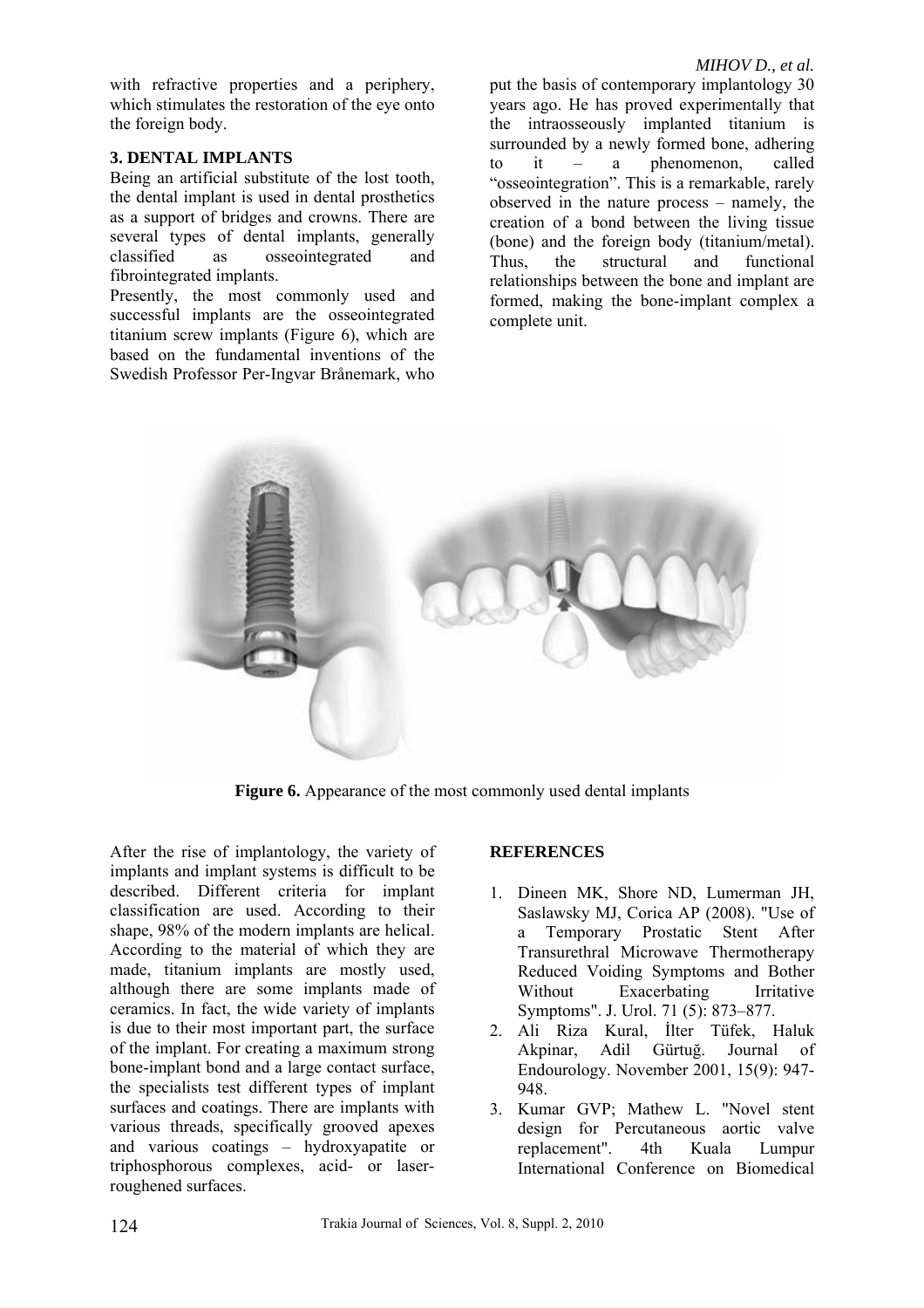with refractive properties and a periphery, which stimulates the restoration of the eye onto the foreign body.

### 3. DENTAL IMPLANTS

Being an artificial substitute of the lost tooth, the dental implant is used in dental prosthetics as a support of bridges and crowns. There are several types of dental implants, generally classified as osseointegrated and fibrointegrated implants.

Presently, the most commonly used and successful implants are the osseointegrated titanium screw implants (Figure 6), which are based on the fundamental inventions of the Swedish Professor Per-Ingvar Brånemark, who put the basis of contemporary implantology 30 years ago. He has proved experimentally that the intraosseously implanted titanium is surrounded by a newly formed bone, adhering to it – a phenomenon, called "osseointegration". This is a remarkable, rarely observed in the nature process – namely, the creation of a bond between the living tissue (bone) and the foreign body (titanium/metal). Thus, the structural and functional relationships between the bone and implant are formed, making the bone-implant complex a complete unit.

**Figure 6.** Appearance of the most commonly used dental implants

After the rise of implantology, the variety of implants and implant systems is difficult to be described. Different criteria for implant classification are used. According to their shape, 98% of the modern implants are helical. According to the material of which they are made, titanium implants are mostly used, although there are some implants made of ceramics. In fact, the wide variety of implants is due to their most important part, the surface of the implant. For creating a maximum strong bone-implant bond and a large contact surface, the specialists test different types of implant surfaces and coatings. There are implants with various threads, specifically grooved apexes and various coatings – hydroxyapatite or triphosphorous complexes, acid- or laser-roughened surfaces.

### REFERENCES

1. Dineen MK, Shore ND, Lumerman JH, Saslawsky MJ, Corica AP (2008). "Use of a Temporary Prostatic Stent After Transurethral Microwave Thermotherapy Reduced Voiding Symptoms and Bother Without Exacerbating Irritative Symptoms". J. Urol. 71 (5): 873–877.
2. Ali Riza Kural, İlter Tüfek, Haluk Akpinar, Adil Gürtuğ. Journal of Endourology. November 2001, 15(9): 947-948.
3. Kumar GVP; Mathew L. "Novel stent design for Percutaneous aortic valve replacement". 4th Kuala Lumpur International Conference on Biomedical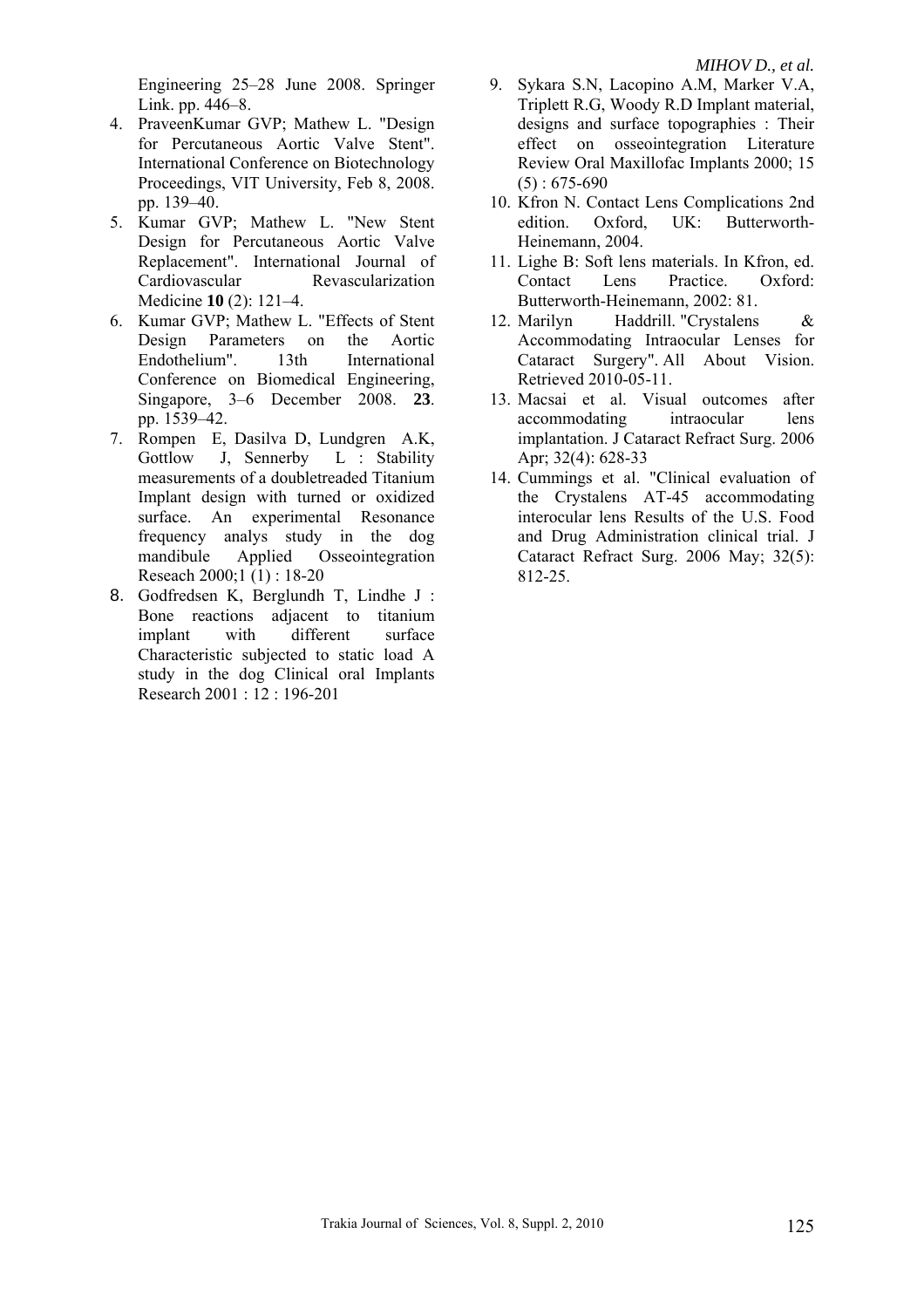Engineering 25–28 June 2008. Springer Link. pp. 446–8.

4. PraveenKumar GVP; Mathew L. "Design for Percutaneous Aortic Valve Stent". International Conference on Biotechnology Proceedings, VIT University, Feb 8, 2008. pp. 139–40.
5. Kumar GVP; Mathew L. "New Stent Design for Percutaneous Aortic Valve Replacement". International Journal of Cardiovascular Revascularization Medicine **10** (2): 121–4.
6. Kumar GVP; Mathew L. "Effects of Stent Design Parameters on the Aortic Endothelium". 13th International Conference on Biomedical Engineering, Singapore, 3–6 December 2008. **23**. pp. 1539–42.
7. Rompen E, Dasilva D, Lundgren A.K, Gottlow J, Sennerby L : Stability measurements of a doubletreaded Titanium Implant design with turned or oxidized surface. An experimental Resonance frequency analys study in the dog mandibule Applied Osseointegration Reseach 2000;1 (1) : 18-20
8. Godfredsen K, Berglundh T, Lindhe J : Bone reactions adjacent to titanium implant with different surface Characteristic subjected to static load A study in the dog Clinical oral Implants Research 2001 : 12 : 196-201
9. Sykara S.N, Lacopino A.M, Marker V.A, Triplett R.G, Woody R.D Implant material, designs and surface topographies : Their effect on osseointegration Literature Review Oral Maxillofac Implants 2000; 15 (5) : 675-690
10. Kfron N. Contact Lens Complications 2nd edition. Oxford, UK: Butterworth-Heinemann, 2004.
11. Lighe B: Soft lens materials. In Kfron, ed. Contact Lens Practice. Oxford: Butterworth-Heinemann, 2002: 81.
12. Marilyn Haddrill. "Crystalens & Accommodating Intraocular Lenses for Cataract Surgery". All About Vision. Retrieved 2010-05-11.
13. Macsai et al. Visual outcomes after accommodating intraocular lens implantation. J Cataract Refract Surg. 2006 Apr; 32(4): 628-33
14. Cummings et al. "Clinical evaluation of the Crystalens AT-45 accommodating interocular lens Results of the U.S. Food and Drug Administration clinical trial. J Cataract Refract Surg. 2006 May; 32(5): 812-25.